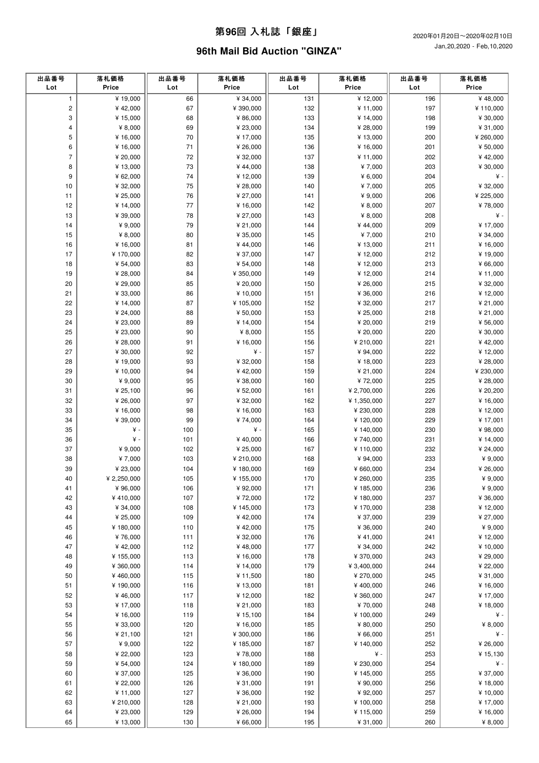# 第96回 入札誌「銀座」

# 96th Mail Bid Auction "GINZA"

2020年01月20日～2020年02月10日
Jan,20,2020 - Feb,10,2020

| 出品番号 Lot | 落札価格 Price | 出品番号 Lot | 落札価格 Price | 出品番号 Lot | 落札価格 Price | 出品番号 Lot | 落札価格 Price |
|---|---|---|---|---|---|---|---|
| 1 | ¥ 19,000 | 66 | ¥ 34,000 | 131 | ¥ 12,000 | 196 | ¥ 48,000 |
| 2 | ¥ 42,000 | 67 | ¥ 390,000 | 132 | ¥ 11,000 | 197 | ¥ 110,000 |
| 3 | ¥ 15,000 | 68 | ¥ 86,000 | 133 | ¥ 14,000 | 198 | ¥ 30,000 |
| 4 | ¥ 8,000 | 69 | ¥ 23,000 | 134 | ¥ 28,000 | 199 | ¥ 31,000 |
| 5 | ¥ 16,000 | 70 | ¥ 17,000 | 135 | ¥ 13,000 | 200 | ¥ 260,000 |
| 6 | ¥ 16,000 | 71 | ¥ 26,000 | 136 | ¥ 16,000 | 201 | ¥ 50,000 |
| 7 | ¥ 20,000 | 72 | ¥ 32,000 | 137 | ¥ 11,000 | 202 | ¥ 42,000 |
| 8 | ¥ 13,000 | 73 | ¥ 44,000 | 138 | ¥ 7,000 | 203 | ¥ 30,000 |
| 9 | ¥ 62,000 | 74 | ¥ 12,000 | 139 | ¥ 6,000 | 204 | ¥ - |
| 10 | ¥ 32,000 | 75 | ¥ 28,000 | 140 | ¥ 7,000 | 205 | ¥ 32,000 |
| 11 | ¥ 25,000 | 76 | ¥ 27,000 | 141 | ¥ 9,000 | 206 | ¥ 225,000 |
| 12 | ¥ 14,000 | 77 | ¥ 16,000 | 142 | ¥ 8,000 | 207 | ¥ 78,000 |
| 13 | ¥ 39,000 | 78 | ¥ 27,000 | 143 | ¥ 8,000 | 208 | ¥ - |
| 14 | ¥ 9,000 | 79 | ¥ 21,000 | 144 | ¥ 44,000 | 209 | ¥ 17,000 |
| 15 | ¥ 8,000 | 80 | ¥ 35,000 | 145 | ¥ 7,000 | 210 | ¥ 34,000 |
| 16 | ¥ 16,000 | 81 | ¥ 44,000 | 146 | ¥ 13,000 | 211 | ¥ 16,000 |
| 17 | ¥ 170,000 | 82 | ¥ 37,000 | 147 | ¥ 12,000 | 212 | ¥ 19,000 |
| 18 | ¥ 54,000 | 83 | ¥ 54,000 | 148 | ¥ 12,000 | 213 | ¥ 66,000 |
| 19 | ¥ 28,000 | 84 | ¥ 350,000 | 149 | ¥ 12,000 | 214 | ¥ 11,000 |
| 20 | ¥ 29,000 | 85 | ¥ 20,000 | 150 | ¥ 26,000 | 215 | ¥ 32,000 |
| 21 | ¥ 33,000 | 86 | ¥ 10,000 | 151 | ¥ 36,000 | 216 | ¥ 12,000 |
| 22 | ¥ 14,000 | 87 | ¥ 105,000 | 152 | ¥ 32,000 | 217 | ¥ 21,000 |
| 23 | ¥ 24,000 | 88 | ¥ 50,000 | 153 | ¥ 25,000 | 218 | ¥ 21,000 |
| 24 | ¥ 23,000 | 89 | ¥ 14,000 | 154 | ¥ 20,000 | 219 | ¥ 56,000 |
| 25 | ¥ 23,000 | 90 | ¥ 8,000 | 155 | ¥ 20,000 | 220 | ¥ 30,000 |
| 26 | ¥ 28,000 | 91 | ¥ 16,000 | 156 | ¥ 210,000 | 221 | ¥ 42,000 |
| 27 | ¥ 30,000 | 92 | ¥ - | 157 | ¥ 94,000 | 222 | ¥ 12,000 |
| 28 | ¥ 19,000 | 93 | ¥ 32,000 | 158 | ¥ 18,000 | 223 | ¥ 28,000 |
| 29 | ¥ 10,000 | 94 | ¥ 42,000 | 159 | ¥ 21,000 | 224 | ¥ 230,000 |
| 30 | ¥ 9,000 | 95 | ¥ 38,000 | 160 | ¥ 72,000 | 225 | ¥ 28,000 |
| 31 | ¥ 25,100 | 96 | ¥ 52,000 | 161 | ¥ 2,700,000 | 226 | ¥ 20,200 |
| 32 | ¥ 26,000 | 97 | ¥ 32,000 | 162 | ¥ 1,350,000 | 227 | ¥ 16,000 |
| 33 | ¥ 16,000 | 98 | ¥ 16,000 | 163 | ¥ 230,000 | 228 | ¥ 12,000 |
| 34 | ¥ 39,000 | 99 | ¥ 74,000 | 164 | ¥ 120,000 | 229 | ¥ 17,001 |
| 35 | ¥ - | 100 | ¥ - | 165 | ¥ 140,000 | 230 | ¥ 98,000 |
| 36 | ¥ - | 101 | ¥ 40,000 | 166 | ¥ 740,000 | 231 | ¥ 14,000 |
| 37 | ¥ 9,000 | 102 | ¥ 25,000 | 167 | ¥ 110,000 | 232 | ¥ 24,000 |
| 38 | ¥ 7,000 | 103 | ¥ 210,000 | 168 | ¥ 94,000 | 233 | ¥ 9,000 |
| 39 | ¥ 23,000 | 104 | ¥ 180,000 | 169 | ¥ 660,000 | 234 | ¥ 26,000 |
| 40 | ¥ 2,250,000 | 105 | ¥ 155,000 | 170 | ¥ 260,000 | 235 | ¥ 9,000 |
| 41 | ¥ 96,000 | 106 | ¥ 92,000 | 171 | ¥ 185,000 | 236 | ¥ 9,000 |
| 42 | ¥ 410,000 | 107 | ¥ 72,000 | 172 | ¥ 180,000 | 237 | ¥ 36,000 |
| 43 | ¥ 34,000 | 108 | ¥ 145,000 | 173 | ¥ 170,000 | 238 | ¥ 12,000 |
| 44 | ¥ 25,000 | 109 | ¥ 42,000 | 174 | ¥ 37,000 | 239 | ¥ 27,000 |
| 45 | ¥ 180,000 | 110 | ¥ 42,000 | 175 | ¥ 36,000 | 240 | ¥ 9,000 |
| 46 | ¥ 76,000 | 111 | ¥ 32,000 | 176 | ¥ 41,000 | 241 | ¥ 12,000 |
| 47 | ¥ 42,000 | 112 | ¥ 48,000 | 177 | ¥ 34,000 | 242 | ¥ 10,000 |
| 48 | ¥ 155,000 | 113 | ¥ 16,000 | 178 | ¥ 370,000 | 243 | ¥ 29,000 |
| 49 | ¥ 360,000 | 114 | ¥ 14,000 | 179 | ¥ 3,400,000 | 244 | ¥ 22,000 |
| 50 | ¥ 460,000 | 115 | ¥ 11,500 | 180 | ¥ 270,000 | 245 | ¥ 31,000 |
| 51 | ¥ 190,000 | 116 | ¥ 13,000 | 181 | ¥ 400,000 | 246 | ¥ 16,000 |
| 52 | ¥ 46,000 | 117 | ¥ 12,000 | 182 | ¥ 360,000 | 247 | ¥ 17,000 |
| 53 | ¥ 17,000 | 118 | ¥ 21,000 | 183 | ¥ 70,000 | 248 | ¥ 18,000 |
| 54 | ¥ 16,000 | 119 | ¥ 15,100 | 184 | ¥ 100,000 | 249 | ¥ - |
| 55 | ¥ 33,000 | 120 | ¥ 16,000 | 185 | ¥ 80,000 | 250 | ¥ 8,000 |
| 56 | ¥ 21,100 | 121 | ¥ 300,000 | 186 | ¥ 66,000 | 251 | ¥ - |
| 57 | ¥ 9,000 | 122 | ¥ 185,000 | 187 | ¥ 140,000 | 252 | ¥ 26,000 |
| 58 | ¥ 22,000 | 123 | ¥ 78,000 | 188 | ¥ - | 253 | ¥ 15,130 |
| 59 | ¥ 54,000 | 124 | ¥ 180,000 | 189 | ¥ 230,000 | 254 | ¥ - |
| 60 | ¥ 37,000 | 125 | ¥ 36,000 | 190 | ¥ 145,000 | 255 | ¥ 37,000 |
| 61 | ¥ 22,000 | 126 | ¥ 31,000 | 191 | ¥ 90,000 | 256 | ¥ 18,000 |
| 62 | ¥ 11,000 | 127 | ¥ 36,000 | 192 | ¥ 92,000 | 257 | ¥ 10,000 |
| 63 | ¥ 210,000 | 128 | ¥ 21,000 | 193 | ¥ 100,000 | 258 | ¥ 17,000 |
| 64 | ¥ 23,000 | 129 | ¥ 26,000 | 194 | ¥ 115,000 | 259 | ¥ 16,000 |
| 65 | ¥ 13,000 | 130 | ¥ 66,000 | 195 | ¥ 31,000 | 260 | ¥ 8,000 |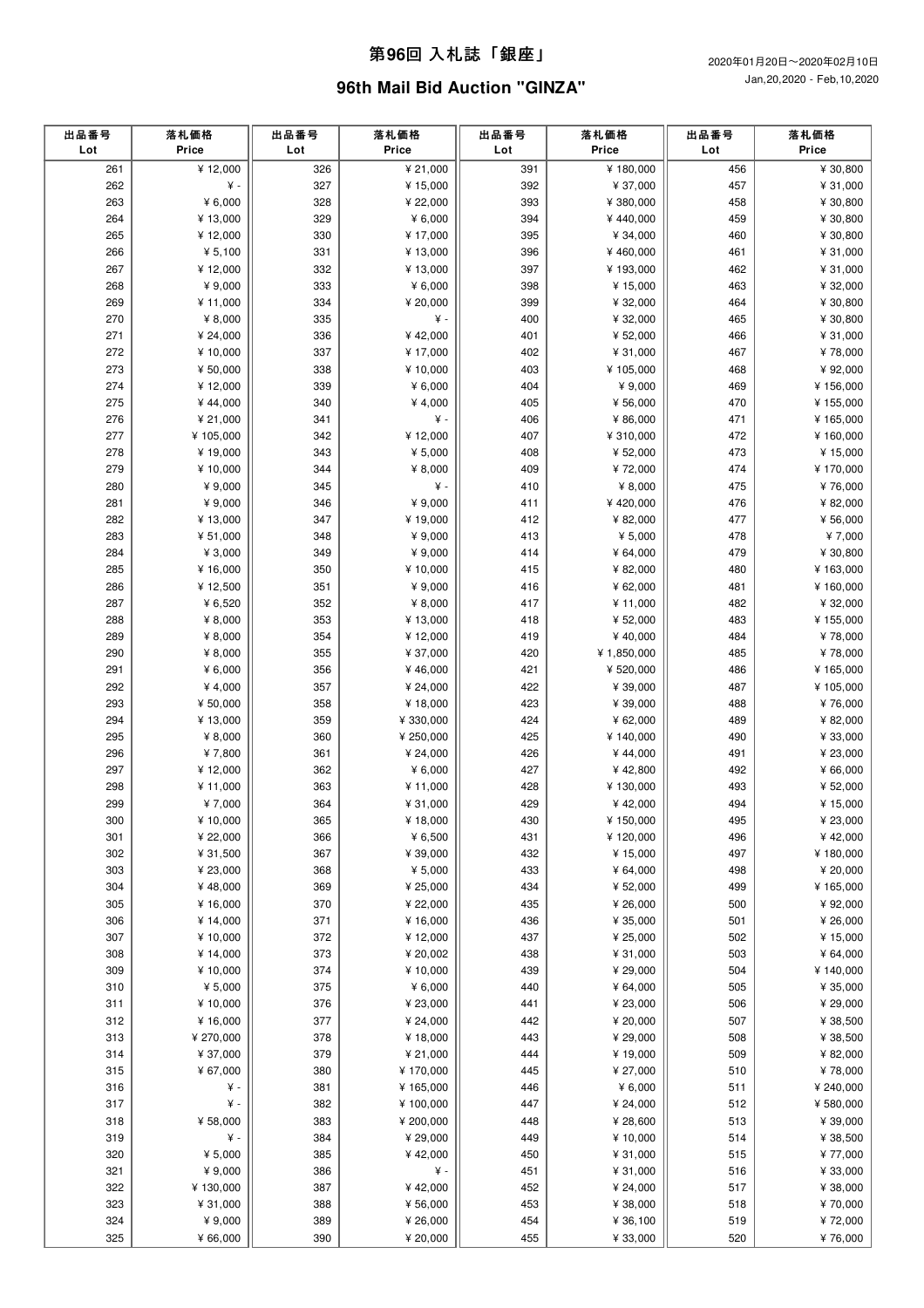# 第96回 入札誌「銀座」

2020年01月20日～2020年02月10日
Jan,20,2020 - Feb,10,2020

## 96th Mail Bid Auction "GINZA"

| 出品番号 Lot | 落札価格 Price | 出品番号 Lot | 落札価格 Price | 出品番号 Lot | 落札価格 Price | 出品番号 Lot | 落札価格 Price |
|---|---|---|---|---|---|---|---|
| 261 | ¥ 12,000 | 326 | ¥ 21,000 | 391 | ¥ 180,000 | 456 | ¥ 30,800 |
| 262 | ¥ - | 327 | ¥ 15,000 | 392 | ¥ 37,000 | 457 | ¥ 31,000 |
| 263 | ¥ 6,000 | 328 | ¥ 22,000 | 393 | ¥ 380,000 | 458 | ¥ 30,800 |
| 264 | ¥ 13,000 | 329 | ¥ 6,000 | 394 | ¥ 440,000 | 459 | ¥ 30,800 |
| 265 | ¥ 12,000 | 330 | ¥ 17,000 | 395 | ¥ 34,000 | 460 | ¥ 30,800 |
| 266 | ¥ 5,100 | 331 | ¥ 13,000 | 396 | ¥ 460,000 | 461 | ¥ 31,000 |
| 267 | ¥ 12,000 | 332 | ¥ 13,000 | 397 | ¥ 193,000 | 462 | ¥ 31,000 |
| 268 | ¥ 9,000 | 333 | ¥ 6,000 | 398 | ¥ 15,000 | 463 | ¥ 32,000 |
| 269 | ¥ 11,000 | 334 | ¥ 20,000 | 399 | ¥ 32,000 | 464 | ¥ 30,800 |
| 270 | ¥ 8,000 | 335 | ¥ - | 400 | ¥ 32,000 | 465 | ¥ 30,800 |
| 271 | ¥ 24,000 | 336 | ¥ 42,000 | 401 | ¥ 52,000 | 466 | ¥ 31,000 |
| 272 | ¥ 10,000 | 337 | ¥ 17,000 | 402 | ¥ 31,000 | 467 | ¥ 78,000 |
| 273 | ¥ 50,000 | 338 | ¥ 10,000 | 403 | ¥ 105,000 | 468 | ¥ 92,000 |
| 274 | ¥ 12,000 | 339 | ¥ 6,000 | 404 | ¥ 9,000 | 469 | ¥ 156,000 |
| 275 | ¥ 44,000 | 340 | ¥ 4,000 | 405 | ¥ 56,000 | 470 | ¥ 155,000 |
| 276 | ¥ 21,000 | 341 | ¥ - | 406 | ¥ 86,000 | 471 | ¥ 165,000 |
| 277 | ¥ 105,000 | 342 | ¥ 12,000 | 407 | ¥ 310,000 | 472 | ¥ 160,000 |
| 278 | ¥ 19,000 | 343 | ¥ 5,000 | 408 | ¥ 52,000 | 473 | ¥ 15,000 |
| 279 | ¥ 10,000 | 344 | ¥ 8,000 | 409 | ¥ 72,000 | 474 | ¥ 170,000 |
| 280 | ¥ 9,000 | 345 | ¥ - | 410 | ¥ 8,000 | 475 | ¥ 76,000 |
| 281 | ¥ 9,000 | 346 | ¥ 9,000 | 411 | ¥ 420,000 | 476 | ¥ 82,000 |
| 282 | ¥ 13,000 | 347 | ¥ 19,000 | 412 | ¥ 82,000 | 477 | ¥ 56,000 |
| 283 | ¥ 51,000 | 348 | ¥ 9,000 | 413 | ¥ 5,000 | 478 | ¥ 7,000 |
| 284 | ¥ 3,000 | 349 | ¥ 9,000 | 414 | ¥ 64,000 | 479 | ¥ 30,800 |
| 285 | ¥ 16,000 | 350 | ¥ 10,000 | 415 | ¥ 82,000 | 480 | ¥ 163,000 |
| 286 | ¥ 12,500 | 351 | ¥ 9,000 | 416 | ¥ 62,000 | 481 | ¥ 160,000 |
| 287 | ¥ 6,520 | 352 | ¥ 8,000 | 417 | ¥ 11,000 | 482 | ¥ 32,000 |
| 288 | ¥ 8,000 | 353 | ¥ 13,000 | 418 | ¥ 52,000 | 483 | ¥ 155,000 |
| 289 | ¥ 8,000 | 354 | ¥ 12,000 | 419 | ¥ 40,000 | 484 | ¥ 78,000 |
| 290 | ¥ 8,000 | 355 | ¥ 37,000 | 420 | ¥ 1,850,000 | 485 | ¥ 78,000 |
| 291 | ¥ 6,000 | 356 | ¥ 46,000 | 421 | ¥ 520,000 | 486 | ¥ 165,000 |
| 292 | ¥ 4,000 | 357 | ¥ 24,000 | 422 | ¥ 39,000 | 487 | ¥ 105,000 |
| 293 | ¥ 50,000 | 358 | ¥ 18,000 | 423 | ¥ 39,000 | 488 | ¥ 76,000 |
| 294 | ¥ 13,000 | 359 | ¥ 330,000 | 424 | ¥ 62,000 | 489 | ¥ 82,000 |
| 295 | ¥ 8,000 | 360 | ¥ 250,000 | 425 | ¥ 140,000 | 490 | ¥ 33,000 |
| 296 | ¥ 7,800 | 361 | ¥ 24,000 | 426 | ¥ 44,000 | 491 | ¥ 23,000 |
| 297 | ¥ 12,000 | 362 | ¥ 6,000 | 427 | ¥ 42,800 | 492 | ¥ 66,000 |
| 298 | ¥ 11,000 | 363 | ¥ 11,000 | 428 | ¥ 130,000 | 493 | ¥ 52,000 |
| 299 | ¥ 7,000 | 364 | ¥ 31,000 | 429 | ¥ 42,000 | 494 | ¥ 15,000 |
| 300 | ¥ 10,000 | 365 | ¥ 18,000 | 430 | ¥ 150,000 | 495 | ¥ 23,000 |
| 301 | ¥ 22,000 | 366 | ¥ 6,500 | 431 | ¥ 120,000 | 496 | ¥ 42,000 |
| 302 | ¥ 31,500 | 367 | ¥ 39,000 | 432 | ¥ 15,000 | 497 | ¥ 180,000 |
| 303 | ¥ 23,000 | 368 | ¥ 5,000 | 433 | ¥ 64,000 | 498 | ¥ 20,000 |
| 304 | ¥ 48,000 | 369 | ¥ 25,000 | 434 | ¥ 52,000 | 499 | ¥ 165,000 |
| 305 | ¥ 16,000 | 370 | ¥ 22,000 | 435 | ¥ 26,000 | 500 | ¥ 92,000 |
| 306 | ¥ 14,000 | 371 | ¥ 16,000 | 436 | ¥ 35,000 | 501 | ¥ 26,000 |
| 307 | ¥ 10,000 | 372 | ¥ 12,000 | 437 | ¥ 25,000 | 502 | ¥ 15,000 |
| 308 | ¥ 14,000 | 373 | ¥ 20,002 | 438 | ¥ 31,000 | 503 | ¥ 64,000 |
| 309 | ¥ 10,000 | 374 | ¥ 10,000 | 439 | ¥ 29,000 | 504 | ¥ 140,000 |
| 310 | ¥ 5,000 | 375 | ¥ 6,000 | 440 | ¥ 64,000 | 505 | ¥ 35,000 |
| 311 | ¥ 10,000 | 376 | ¥ 23,000 | 441 | ¥ 23,000 | 506 | ¥ 29,000 |
| 312 | ¥ 16,000 | 377 | ¥ 24,000 | 442 | ¥ 20,000 | 507 | ¥ 38,500 |
| 313 | ¥ 270,000 | 378 | ¥ 18,000 | 443 | ¥ 29,000 | 508 | ¥ 38,500 |
| 314 | ¥ 37,000 | 379 | ¥ 21,000 | 444 | ¥ 19,000 | 509 | ¥ 82,000 |
| 315 | ¥ 67,000 | 380 | ¥ 170,000 | 445 | ¥ 27,000 | 510 | ¥ 78,000 |
| 316 | ¥ - | 381 | ¥ 165,000 | 446 | ¥ 6,000 | 511 | ¥ 240,000 |
| 317 | ¥ - | 382 | ¥ 100,000 | 447 | ¥ 24,000 | 512 | ¥ 580,000 |
| 318 | ¥ 58,000 | 383 | ¥ 200,000 | 448 | ¥ 28,600 | 513 | ¥ 39,000 |
| 319 | ¥ - | 384 | ¥ 29,000 | 449 | ¥ 10,000 | 514 | ¥ 38,500 |
| 320 | ¥ 5,000 | 385 | ¥ 42,000 | 450 | ¥ 31,000 | 515 | ¥ 77,000 |
| 321 | ¥ 9,000 | 386 | ¥ - | 451 | ¥ 31,000 | 516 | ¥ 33,000 |
| 322 | ¥ 130,000 | 387 | ¥ 42,000 | 452 | ¥ 24,000 | 517 | ¥ 38,000 |
| 323 | ¥ 31,000 | 388 | ¥ 56,000 | 453 | ¥ 38,000 | 518 | ¥ 70,000 |
| 324 | ¥ 9,000 | 389 | ¥ 26,000 | 454 | ¥ 36,100 | 519 | ¥ 72,000 |
| 325 | ¥ 66,000 | 390 | ¥ 20,000 | 455 | ¥ 33,000 | 520 | ¥ 76,000 |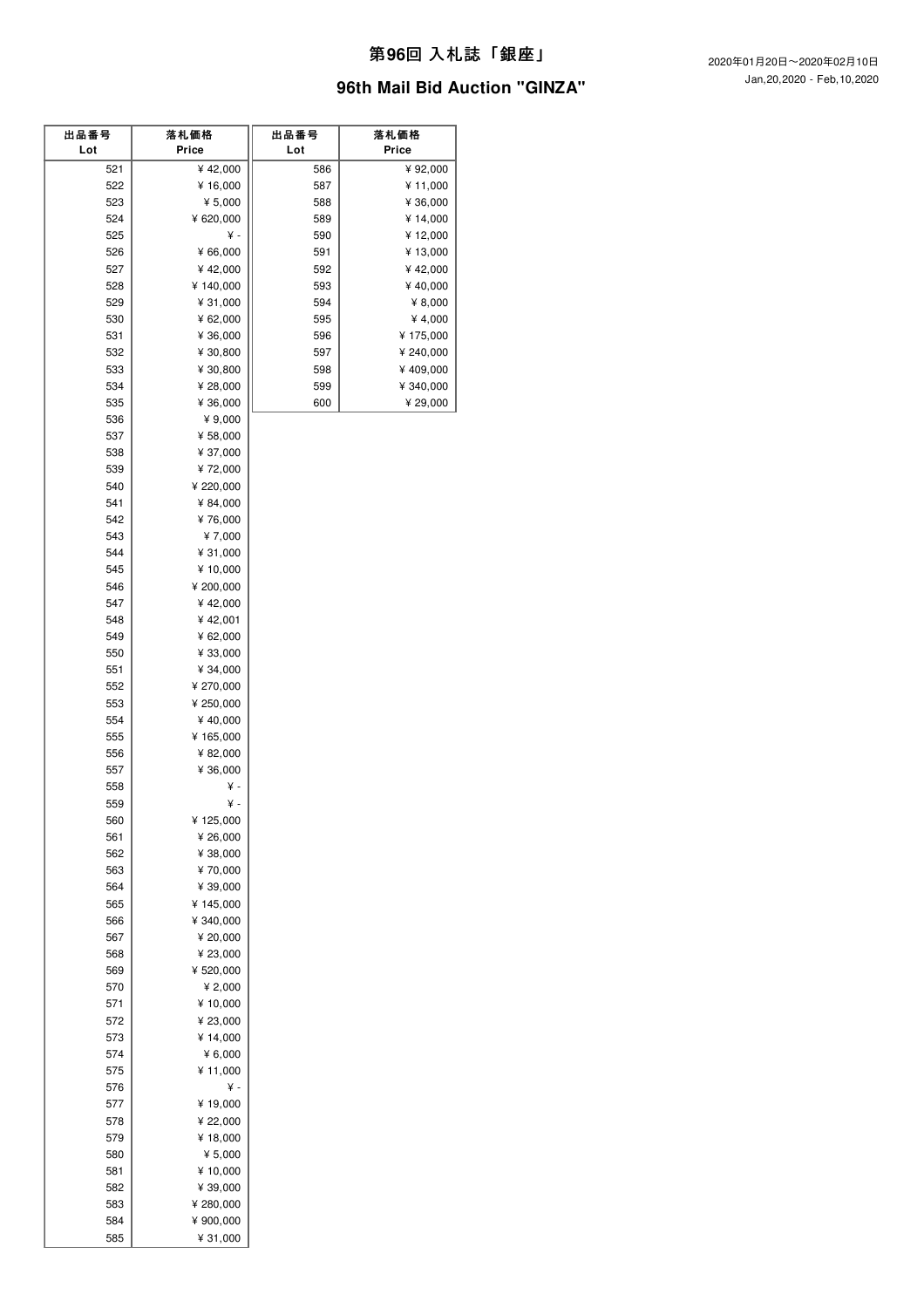# 第96回 入札誌「銀座」

## 96th Mail Bid Auction "GINZA"

2020年01月20日～2020年02月10日
Jan,20,2020 - Feb,10,2020

| 出品番号 Lot | 落札価格 Price |
|---|---|
| 521 | ¥ 42,000 |
| 522 | ¥ 16,000 |
| 523 | ¥ 5,000 |
| 524 | ¥ 620,000 |
| 525 | ¥ - |
| 526 | ¥ 66,000 |
| 527 | ¥ 42,000 |
| 528 | ¥ 140,000 |
| 529 | ¥ 31,000 |
| 530 | ¥ 62,000 |
| 531 | ¥ 36,000 |
| 532 | ¥ 30,800 |
| 533 | ¥ 30,800 |
| 534 | ¥ 28,000 |
| 535 | ¥ 36,000 |
| 536 | ¥ 9,000 |
| 537 | ¥ 58,000 |
| 538 | ¥ 37,000 |
| 539 | ¥ 72,000 |
| 540 | ¥ 220,000 |
| 541 | ¥ 84,000 |
| 542 | ¥ 76,000 |
| 543 | ¥ 7,000 |
| 544 | ¥ 31,000 |
| 545 | ¥ 10,000 |
| 546 | ¥ 200,000 |
| 547 | ¥ 42,000 |
| 548 | ¥ 42,001 |
| 549 | ¥ 62,000 |
| 550 | ¥ 33,000 |
| 551 | ¥ 34,000 |
| 552 | ¥ 270,000 |
| 553 | ¥ 250,000 |
| 554 | ¥ 40,000 |
| 555 | ¥ 165,000 |
| 556 | ¥ 82,000 |
| 557 | ¥ 36,000 |
| 558 | ¥ - |
| 559 | ¥ - |
| 560 | ¥ 125,000 |
| 561 | ¥ 26,000 |
| 562 | ¥ 38,000 |
| 563 | ¥ 70,000 |
| 564 | ¥ 39,000 |
| 565 | ¥ 145,000 |
| 566 | ¥ 340,000 |
| 567 | ¥ 20,000 |
| 568 | ¥ 23,000 |
| 569 | ¥ 520,000 |
| 570 | ¥ 2,000 |
| 571 | ¥ 10,000 |
| 572 | ¥ 23,000 |
| 573 | ¥ 14,000 |
| 574 | ¥ 6,000 |
| 575 | ¥ 11,000 |
| 576 | ¥ - |
| 577 | ¥ 19,000 |
| 578 | ¥ 22,000 |
| 579 | ¥ 18,000 |
| 580 | ¥ 5,000 |
| 581 | ¥ 10,000 |
| 582 | ¥ 39,000 |
| 583 | ¥ 280,000 |
| 584 | ¥ 900,000 |
| 585 | ¥ 31,000 |
| 586 | ¥ 92,000 |
| 587 | ¥ 11,000 |
| 588 | ¥ 36,000 |
| 589 | ¥ 14,000 |
| 590 | ¥ 12,000 |
| 591 | ¥ 13,000 |
| 592 | ¥ 42,000 |
| 593 | ¥ 40,000 |
| 594 | ¥ 8,000 |
| 595 | ¥ 4,000 |
| 596 | ¥ 175,000 |
| 597 | ¥ 240,000 |
| 598 | ¥ 409,000 |
| 599 | ¥ 340,000 |
| 600 | ¥ 29,000 |